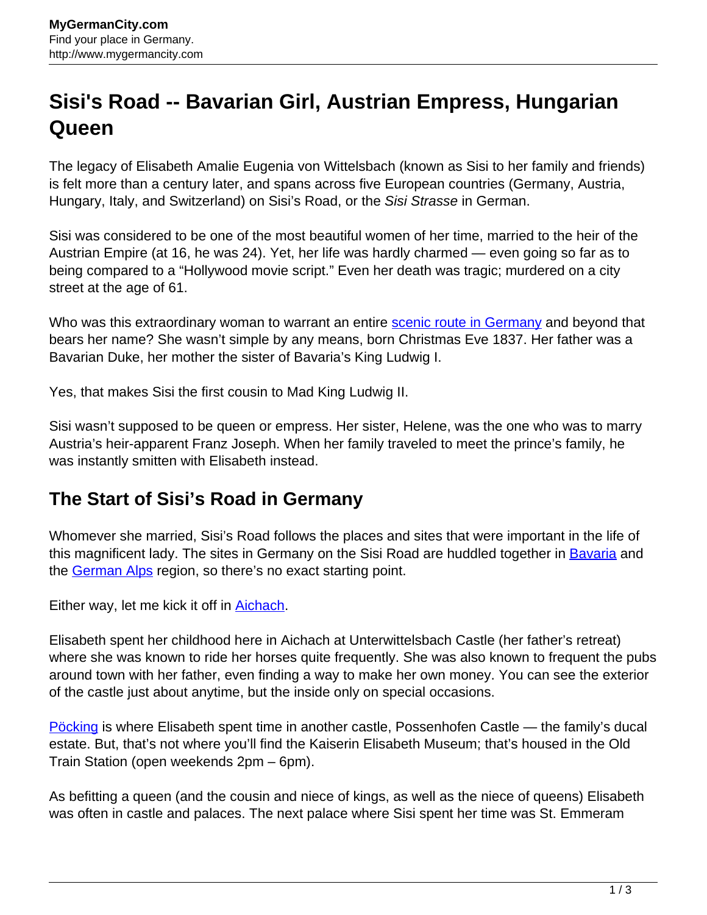# Sisi's Road -- Bavarian Girl, Austrian Empress, Hungarian Queen

The legacy of Elisabeth Amalie Eugenia von Wittelsbach (known as Sisi to her family and friends) is felt more than a century later, and spans across five European countries (Germany, Austria, Hungary, Italy, and Switzerland) on Sisi's Road, or the *Sisi Strasse* in German.

Sisi was considered to be one of the most beautiful women of her time, married to the heir of the Austrian Empire (at 16, he was 24). Yet, her life was hardly charmed — even going so far as to being compared to a "Hollywood movie script." Even her death was tragic; murdered on a city street at the age of 61.

Who was this extraordinary woman to warrant an entire [scenic route in Germany](#) and beyond that bears her name? She wasn't simple by any means, born Christmas Eve 1837. Her father was a Bavarian Duke, her mother the sister of Bavaria's King Ludwig I.

Yes, that makes Sisi the first cousin to Mad King Ludwig II.

Sisi wasn't supposed to be queen or empress. Her sister, Helene, was the one who was to marry Austria's heir-apparent Franz Joseph. When her family traveled to meet the prince's family, he was instantly smitten with Elisabeth instead.

## The Start of Sisi's Road in Germany

Whomever she married, Sisi's Road follows the places and sites that were important in the life of this magnificent lady. The sites in Germany on the Sisi Road are huddled together in [Bavaria](#) and the [German Alps](#) region, so there's no exact starting point.

Either way, let me kick it off in [Aichach](#).

Elisabeth spent her childhood here in Aichach at Unterwittelsbach Castle (her father's retreat) where she was known to ride her horses quite frequently. She was also known to frequent the pubs around town with her father, even finding a way to make her own money. You can see the exterior of the castle just about anytime, but the inside only on special occasions.

[Pöcking](#) is where Elisabeth spent time in another castle, Possenhofen Castle — the family's ducal estate. But, that's not where you'll find the Kaiserin Elisabeth Museum; that's housed in the Old Train Station (open weekends 2pm – 6pm).

As befitting a queen (and the cousin and niece of kings, as well as the niece of queens) Elisabeth was often in castle and palaces. The next palace where Sisi spent her time was St. Emmeram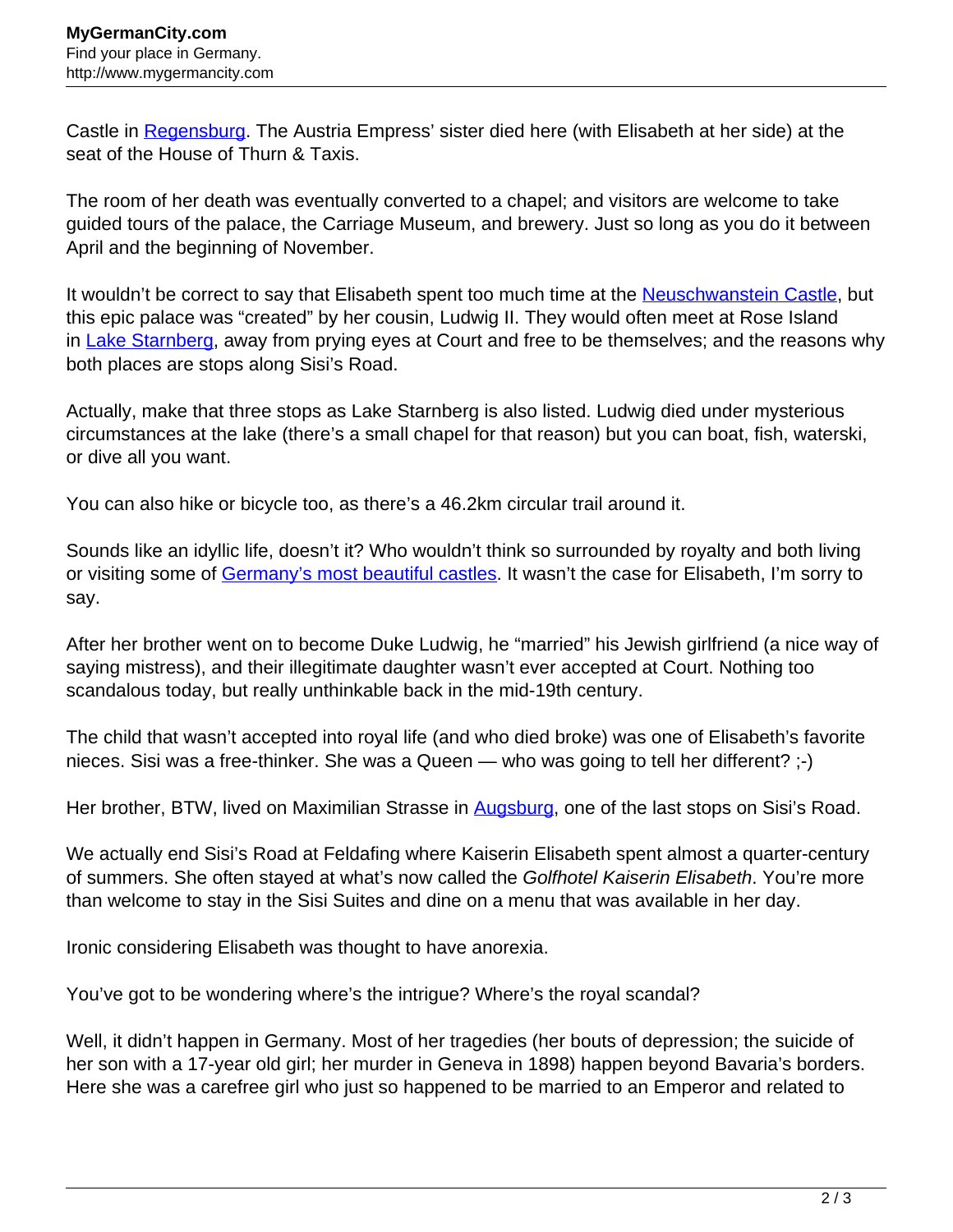Castle in [Regensburg](#). The Austria Empress' sister died here (with Elisabeth at her side) at the seat of the House of Thurn & Taxis.

The room of her death was eventually converted to a chapel; and visitors are welcome to take guided tours of the palace, the Carriage Museum, and brewery. Just so long as you do it between April and the beginning of November.

It wouldn't be correct to say that Elisabeth spent too much time at the [Neuschwanstein Castle](#), but this epic palace was "created" by her cousin, Ludwig II. They would often meet at Rose Island in [Lake Starnberg](#), away from prying eyes at Court and free to be themselves; and the reasons why both places are stops along Sisi's Road.

Actually, make that three stops as Lake Starnberg is also listed. Ludwig died under mysterious circumstances at the lake (there's a small chapel for that reason) but you can boat, fish, waterski, or dive all you want.

You can also hike or bicycle too, as there's a 46.2km circular trail around it.

Sounds like an idyllic life, doesn't it? Who wouldn't think so surrounded by royalty and both living or visiting some of [Germany's most beautiful castles](#). It wasn't the case for Elisabeth, I'm sorry to say.

After her brother went on to become Duke Ludwig, he "married" his Jewish girlfriend (a nice way of saying mistress), and their illegitimate daughter wasn't ever accepted at Court. Nothing too scandalous today, but really unthinkable back in the mid-19th century.

The child that wasn't accepted into royal life (and who died broke) was one of Elisabeth's favorite nieces. Sisi was a free-thinker. She was a Queen — who was going to tell her different? ;-)

Her brother, BTW, lived on Maximilian Strasse in [Augsburg](#), one of the last stops on Sisi's Road.

We actually end Sisi's Road at Feldafing where Kaiserin Elisabeth spent almost a quarter-century of summers. She often stayed at what's now called the *Golfhotel Kaiserin Elisabeth*. You're more than welcome to stay in the Sisi Suites and dine on a menu that was available in her day.

Ironic considering Elisabeth was thought to have anorexia.

You've got to be wondering where's the intrigue? Where's the royal scandal?

Well, it didn't happen in Germany. Most of her tragedies (her bouts of depression; the suicide of her son with a 17-year old girl; her murder in Geneva in 1898) happen beyond Bavaria's borders. Here she was a carefree girl who just so happened to be married to an Emperor and related to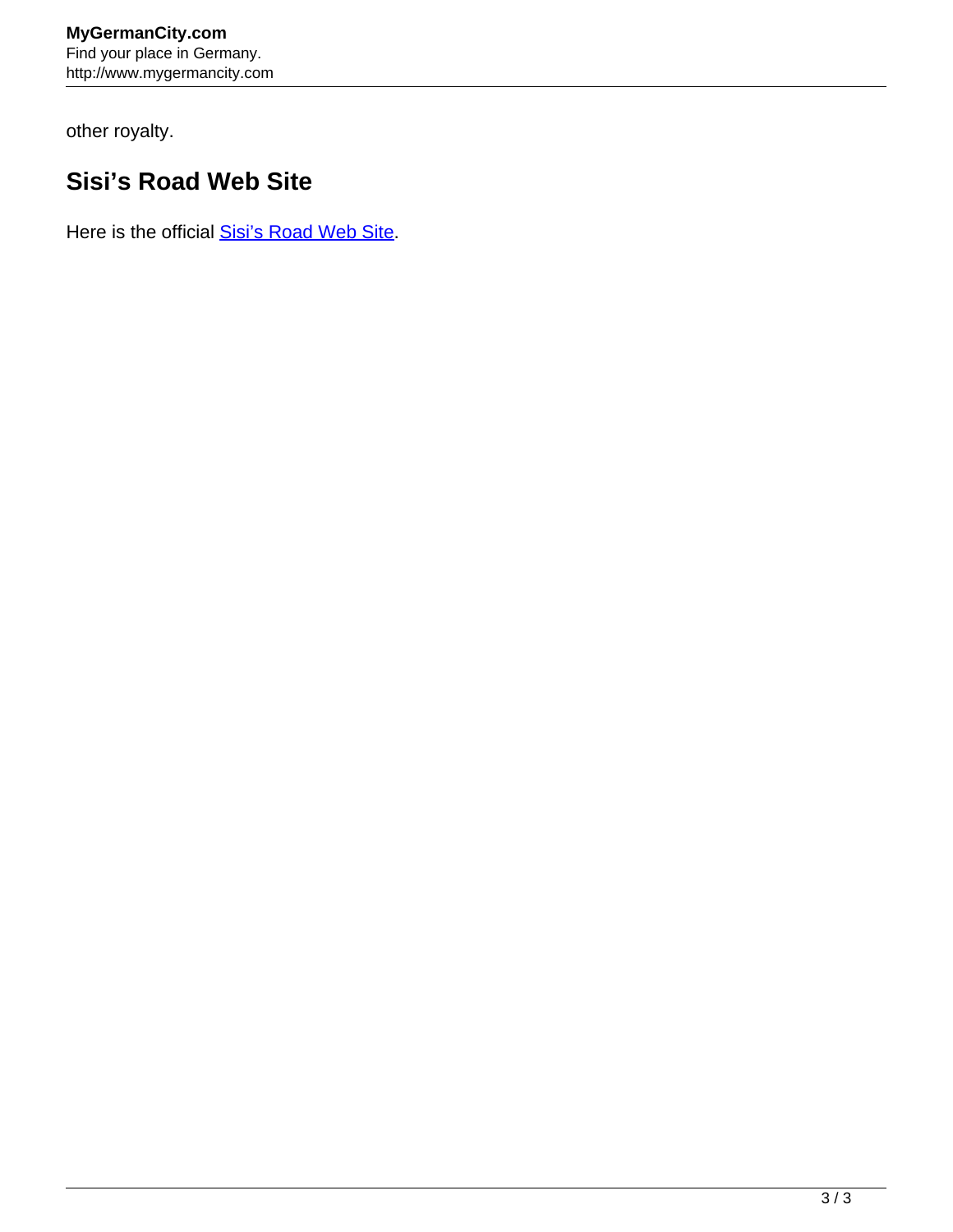other royalty.

## Sisi's Road Web Site

Here is the official Sisi's Road Web Site.